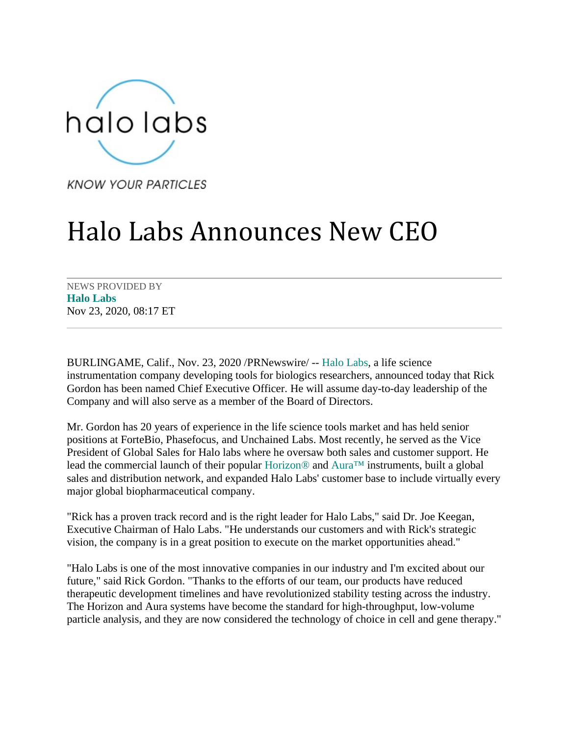halo labs

*KNOW YOUR PARTICLES*

# Halo Labs Announces New CEO

NEWS PROVIDED BY
**Halo Labs**
Nov 23, 2020, 08:17 ET

BURLINGAME, Calif., Nov. 23, 2020 /PRNewswire/ -- Halo Labs, a life science instrumentation company developing tools for biologics researchers, announced today that Rick Gordon has been named Chief Executive Officer. He will assume day-to-day leadership of the Company and will also serve as a member of the Board of Directors.

Mr. Gordon has 20 years of experience in the life science tools market and has held senior positions at ForteBio, Phasefocus, and Unchained Labs. Most recently, he served as the Vice President of Global Sales for Halo labs where he oversaw both sales and customer support. He lead the commercial launch of their popular Horizon® and Aura™ instruments, built a global sales and distribution network, and expanded Halo Labs' customer base to include virtually every major global biopharmaceutical company.

"Rick has a proven track record and is the right leader for Halo Labs," said Dr. Joe Keegan, Executive Chairman of Halo Labs. "He understands our customers and with Rick's strategic vision, the company is in a great position to execute on the market opportunities ahead."

"Halo Labs is one of the most innovative companies in our industry and I'm excited about our future," said Rick Gordon. "Thanks to the efforts of our team, our products have reduced therapeutic development timelines and have revolutionized stability testing across the industry. The Horizon and Aura systems have become the standard for high-throughput, low-volume particle analysis, and they are now considered the technology of choice in cell and gene therapy."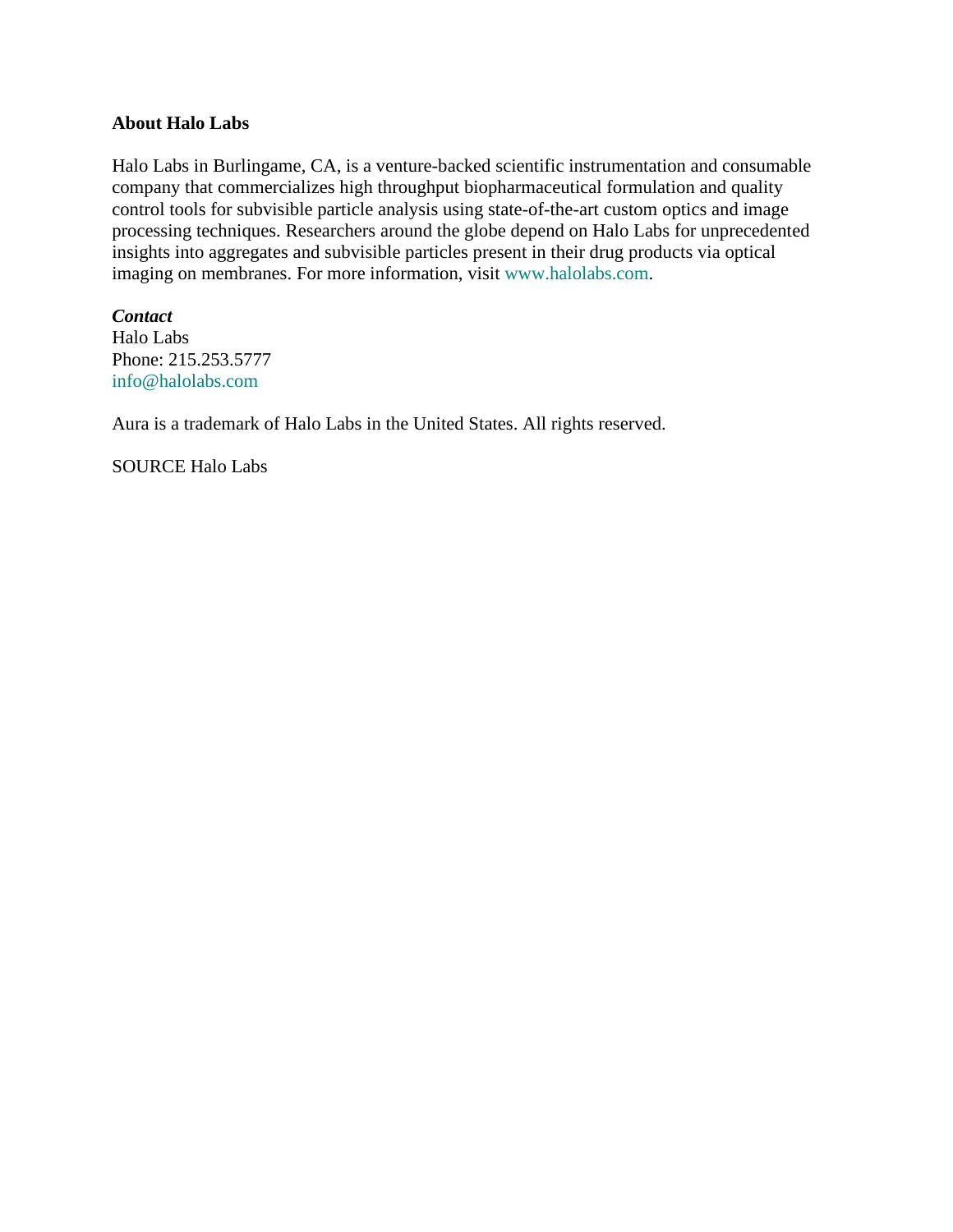**About Halo Labs**

Halo Labs in Burlingame, CA, is a venture-backed scientific instrumentation and consumable company that commercializes high throughput biopharmaceutical formulation and quality control tools for subvisible particle analysis using state-of-the-art custom optics and image processing techniques. Researchers around the globe depend on Halo Labs for unprecedented insights into aggregates and subvisible particles present in their drug products via optical imaging on membranes. For more information, visit www.halolabs.com.

***Contact***
Halo Labs
Phone: 215.253.5777
info@halolabs.com

Aura is a trademark of Halo Labs in the United States. All rights reserved.

SOURCE Halo Labs